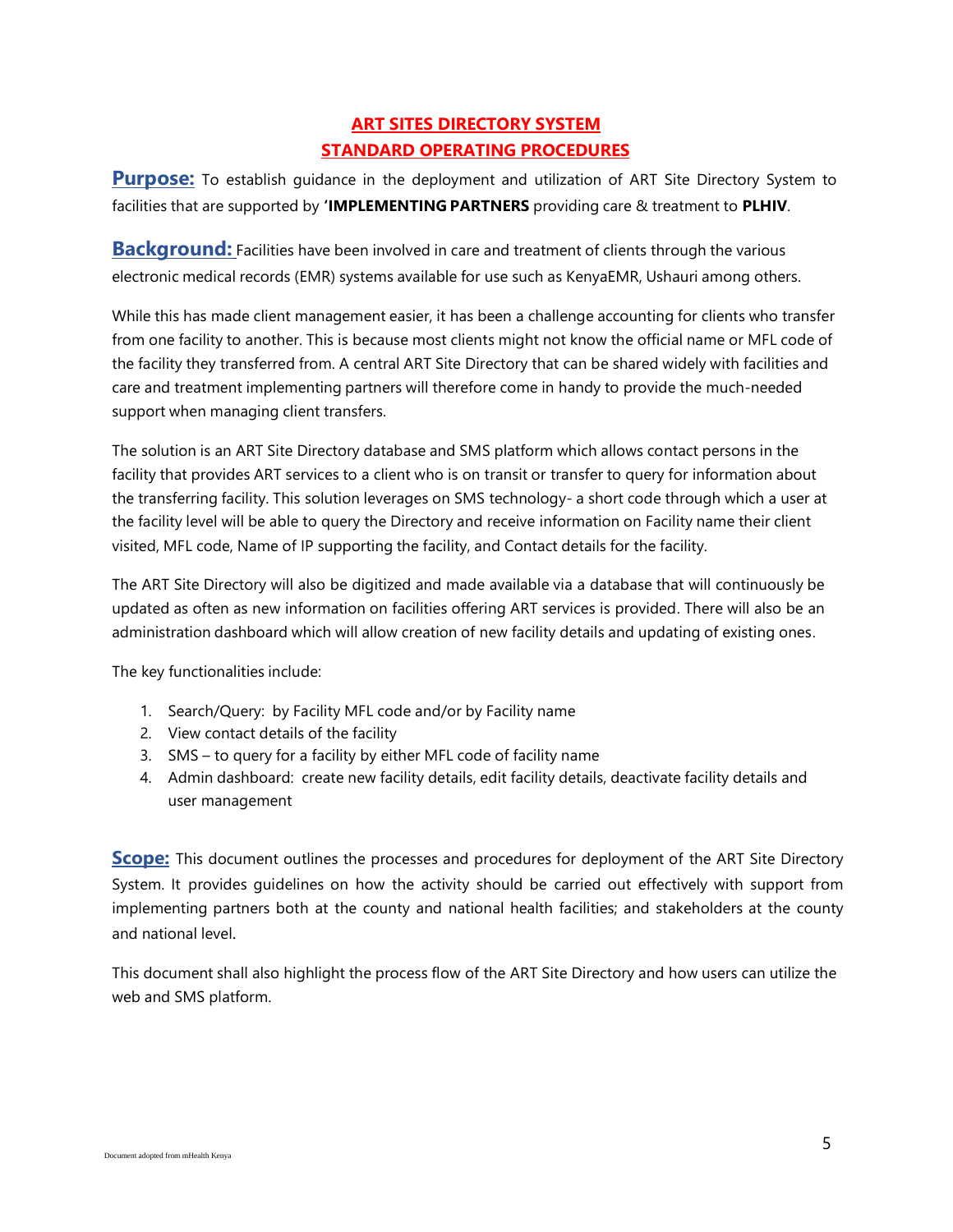# ART SITES DIRECTORY SYSTEM
# STANDARD OPERATING PROCEDURES

**Purpose:** To establish guidance in the deployment and utilization of ART Site Directory System to facilities that are supported by '**IMPLEMENTING PARTNERS** providing care & treatment to **PLHIV**.

**Background:** Facilities have been involved in care and treatment of clients through the various electronic medical records (EMR) systems available for use such as KenyaEMR, Ushauri among others.

While this has made client management easier, it has been a challenge accounting for clients who transfer from one facility to another. This is because most clients might not know the official name or MFL code of the facility they transferred from. A central ART Site Directory that can be shared widely with facilities and care and treatment implementing partners will therefore come in handy to provide the much-needed support when managing client transfers.

The solution is an ART Site Directory database and SMS platform which allows contact persons in the facility that provides ART services to a client who is on transit or transfer to query for information about the transferring facility. This solution leverages on SMS technology- a short code through which a user at the facility level will be able to query the Directory and receive information on Facility name their client visited, MFL code, Name of IP supporting the facility, and Contact details for the facility.

The ART Site Directory will also be digitized and made available via a database that will continuously be updated as often as new information on facilities offering ART services is provided. There will also be an administration dashboard which will allow creation of new facility details and updating of existing ones.

The key functionalities include:

1. Search/Query: by Facility MFL code and/or by Facility name
2. View contact details of the facility
3. SMS – to query for a facility by either MFL code of facility name
4. Admin dashboard: create new facility details, edit facility details, deactivate facility details and user management

**Scope:** This document outlines the processes and procedures for deployment of the ART Site Directory System. It provides guidelines on how the activity should be carried out effectively with support from implementing partners both at the county and national health facilities; and stakeholders at the county and national level.

This document shall also highlight the process flow of the ART Site Directory and how users can utilize the web and SMS platform.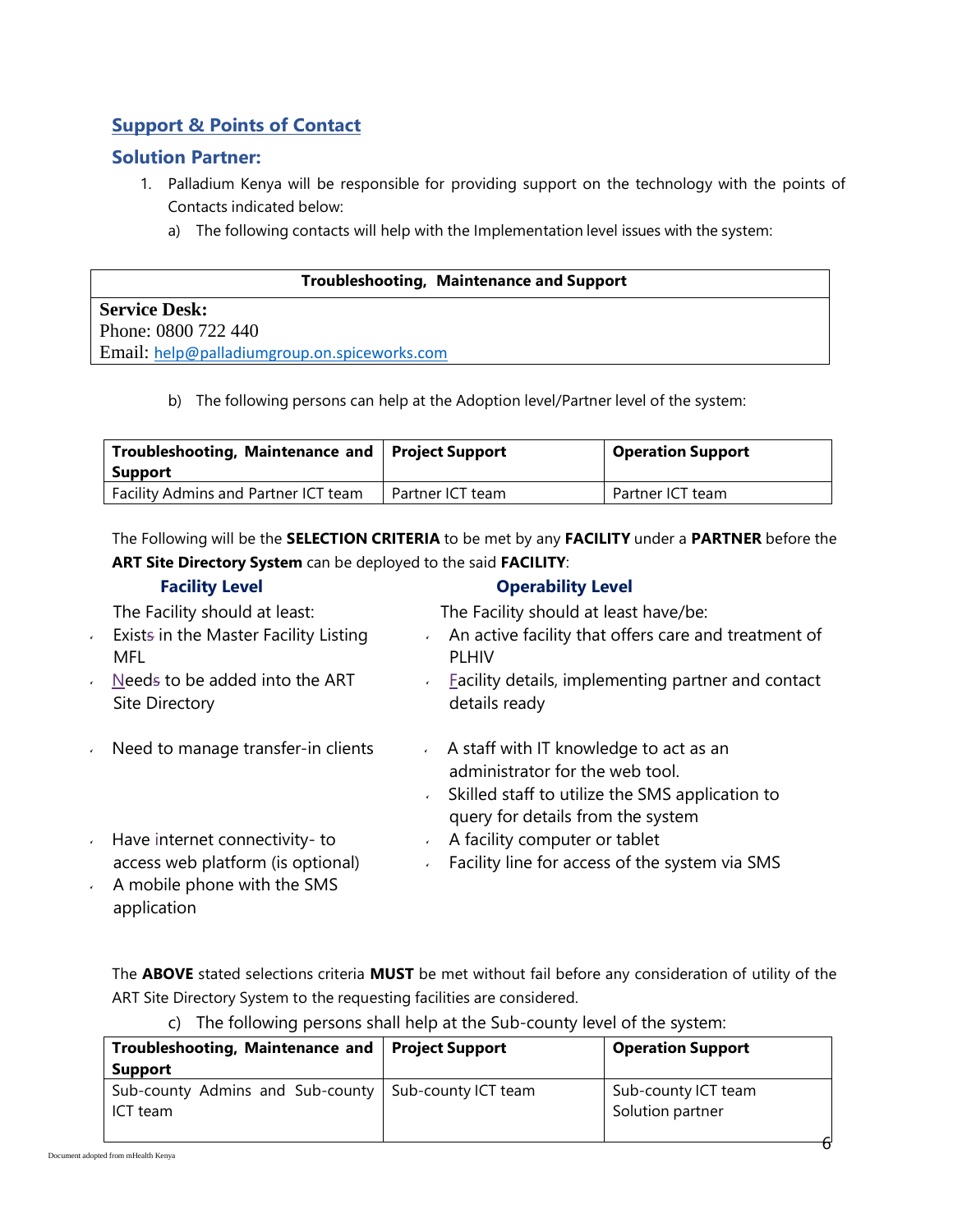## Support & Points of Contact

### Solution Partner:

1. Palladium Kenya will be responsible for providing support on the technology with the points of Contacts indicated below:
   a) The following contacts will help with the Implementation level issues with the system:

| Troubleshooting, Maintenance and Support |
|---|
| **Service Desk:**<br>Phone: 0800 722 440<br>Email: help@palladiumgroup.on.spiceworks.com |

   b) The following persons can help at the Adoption level/Partner level of the system:

| Troubleshooting, Maintenance and Support | Project Support | Operation Support |
|---|---|---|
| Facility Admins and Partner ICT team | Partner ICT team | Partner ICT team |

The Following will be the **SELECTION CRITERIA** to be met by any **FACILITY** under a **PARTNER** before the **ART Site Directory System** can be deployed to the said **FACILITY**:

**Facility Level**

The Facility should at least:

- Exists in the Master Facility Listing MFL
- Needs to be added into the ART Site Directory
- Need to manage transfer-in clients
- Have internet connectivity- to access web platform (is optional)
- A mobile phone with the SMS application

**Operability Level**

The Facility should at least have/be:

- An active facility that offers care and treatment of PLHIV
- Facility details, implementing partner and contact details ready
- A staff with IT knowledge to act as an administrator for the web tool.
- Skilled staff to utilize the SMS application to query for details from the system
- A facility computer or tablet
- Facility line for access of the system via SMS

The **ABOVE** stated selections criteria **MUST** be met without fail before any consideration of utility of the ART Site Directory System to the requesting facilities are considered.

   c) The following persons shall help at the Sub-county level of the system:

| Troubleshooting, Maintenance and Support | Project Support | Operation Support |
|---|---|---|
| Sub-county Admins and Sub-county ICT team | Sub-county ICT team | Sub-county ICT team<br>Solution partner |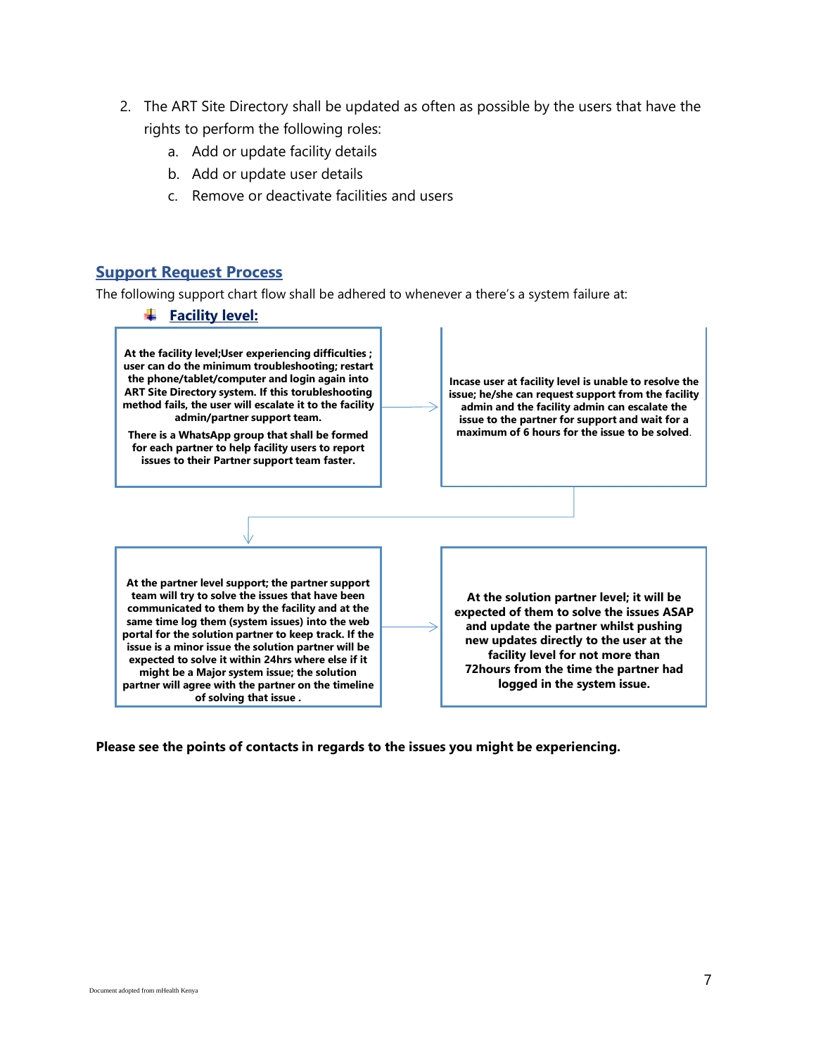2. The ART Site Directory shall be updated as often as possible by the users that have the rights to perform the following roles:
    a. Add or update facility details
    b. Add or update user details
    c. Remove or deactivate facilities and users

## Support Request Process

The following support chart flow shall be adhered to whenever a there's a system failure at:

### Facility level:

**At the facility level;User experiencing difficulties ; user can do the minimum troubleshooting; restart the phone/tablet/computer and login again into ART Site Directory system. If this toruble­shooting method fails, the user will escalate it to the facility admin/partner support team.**

**There is a WhatsApp group that shall be formed for each partner to help facility users to report issues to their Partner support team faster.**

→

**Incase user at facility level is unable to resolve the issue; he/she can request support from the facility admin and the facility admin can escalate the issue to the partner for support and wait for a maximum of 6 hours for the issue to be solved**.

→

**At the partner level support; the partner support team will try to solve the issues that have been communicated to them by the facility and at the same time log them (system issues) into the web portal for the solution partner to keep track. If the issue is a minor issue the solution partner will be expected to solve it within 24hrs where else if it might be a Major system issue; the solution partner will agree with the partner on the timeline of solving that issue .**

→

**At the solution partner level; it will be expected of them to solve the issues ASAP and update the partner whilst pushing new updates directly to the user at the facility level for not more than 72hours from the time the partner had logged in the system issue.**

**Please see the points of contacts in regards to the issues you might be experiencing.**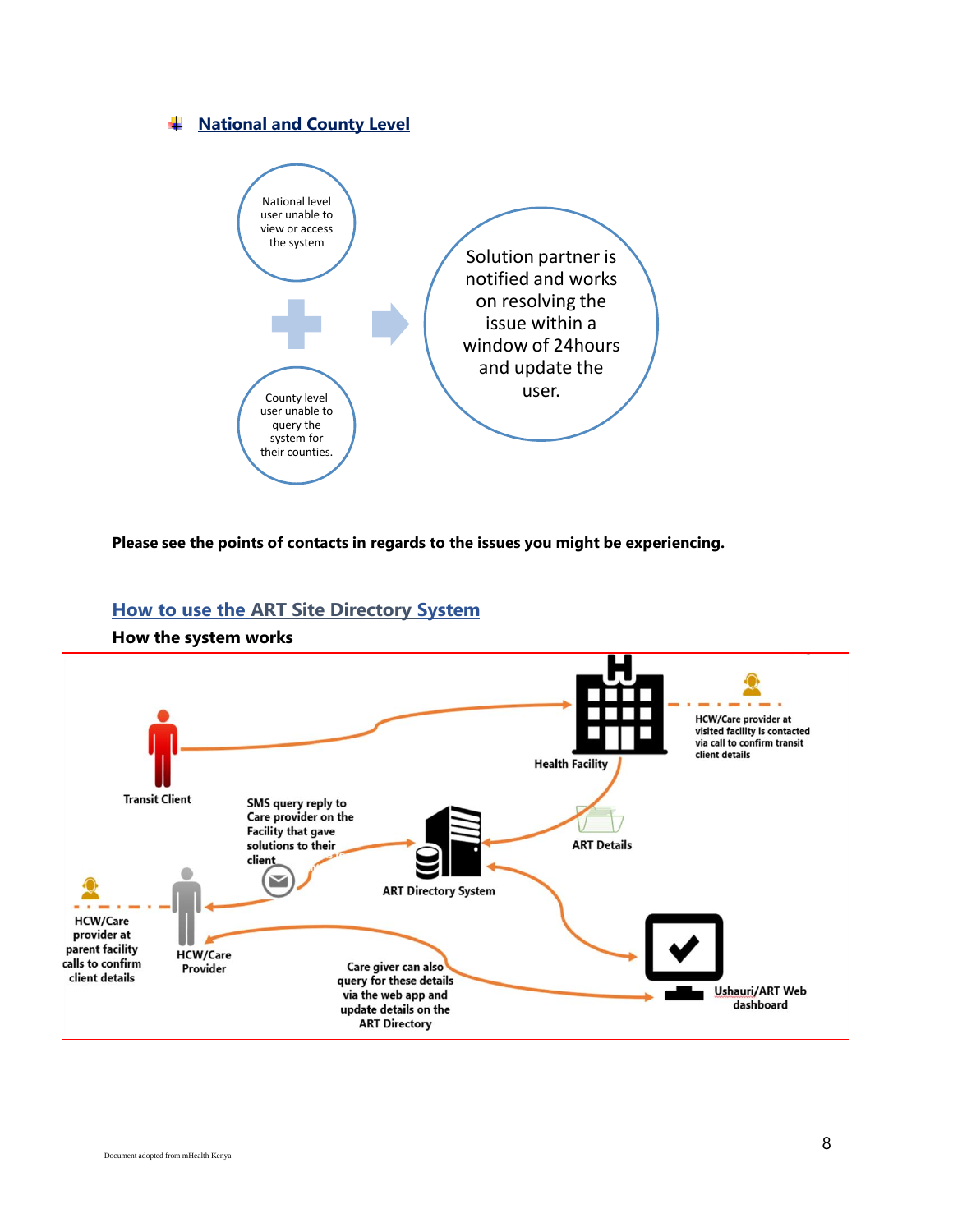## National and County Level

National level user unable to view or access the system

County level user unable to query the system for their counties.

Solution partner is notified and works on resolving the issue within a window of 24hours and update the user.

**Please see the points of contacts in regards to the issues you might be experiencing.**

## How to use the ART Site Directory System

### How the system works

Transit Client

Health Facility

HCW/Care provider at visited facility is contacted via call to confirm transit client details

SMS query reply to Care provider on the Facility that gave solutions to their client

ART Details

ART Directory System

HCW/Care provider at parent facility calls to confirm client details

HCW/Care Provider

Care giver can also query for these details via the web app and update details on the ART Directory

Ushauri/ART Web dashboard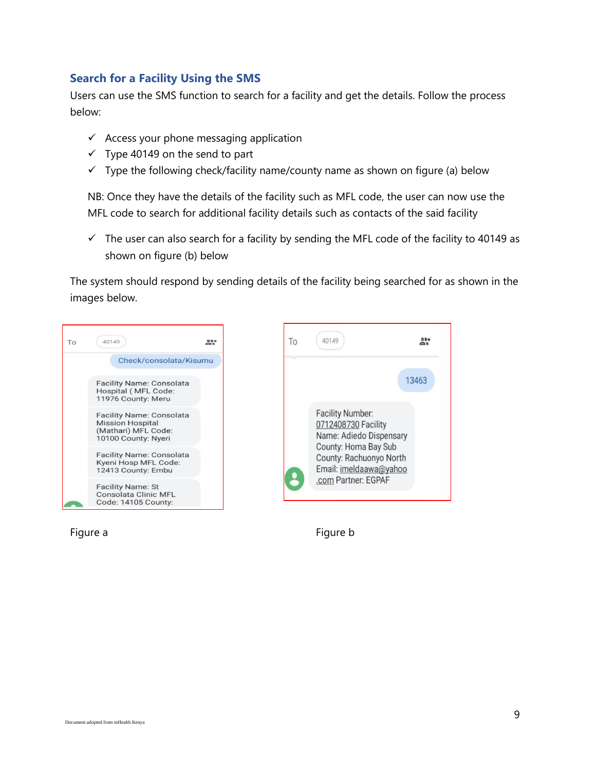## Search for a Facility Using the SMS

Users can use the SMS function to search for a facility and get the details. Follow the process below:

- ✓ Access your phone messaging application
- ✓ Type 40149 on the send to part
- ✓ Type the following check/facility name/county name as shown on figure (a) below

NB: Once they have the details of the facility such as MFL code, the user can now use the MFL code to search for additional facility details such as contacts of the said facility

- ✓ The user can also search for a facility by sending the MFL code of the facility to 40149 as shown on figure (b) below

The system should respond by sending details of the facility being searched for as shown in the images below.

Figure a

Figure b

Document adopted from mHealth Kenya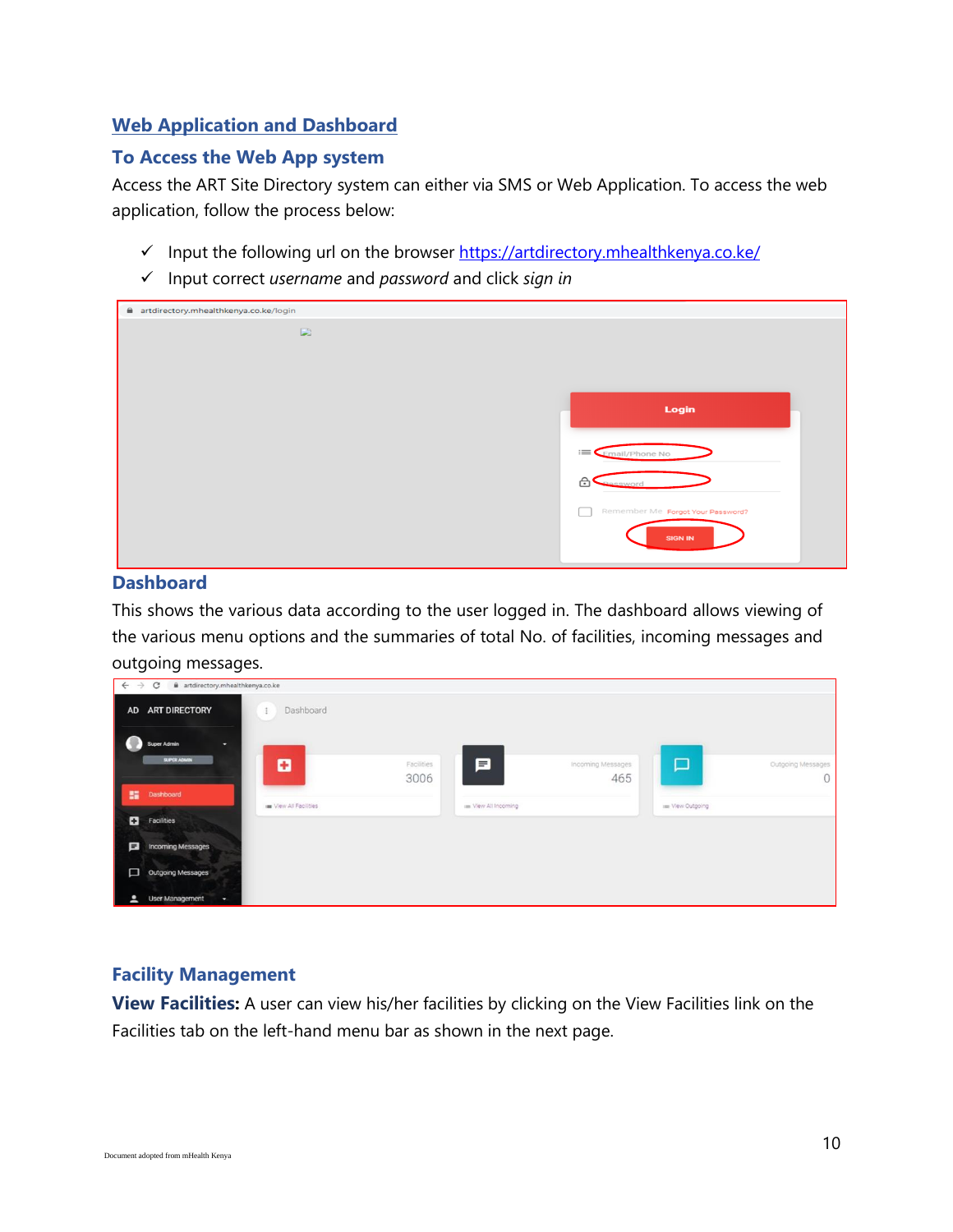## Web Application and Dashboard

### To Access the Web App system

Access the ART Site Directory system can either via SMS or Web Application. To access the web application, follow the process below:

- ✓ Input the following url on the browser https://artdirectory.mhealthkenya.co.ke/
- ✓ Input correct *username* and *password* and click *sign in*

### Dashboard

This shows the various data according to the user logged in. The dashboard allows viewing of the various menu options and the summaries of total No. of facilities, incoming messages and outgoing messages.

### Facility Management

**View Facilities:** A user can view his/her facilities by clicking on the View Facilities link on the Facilities tab on the left-hand menu bar as shown in the next page.

Document adopted from mHealth Kenya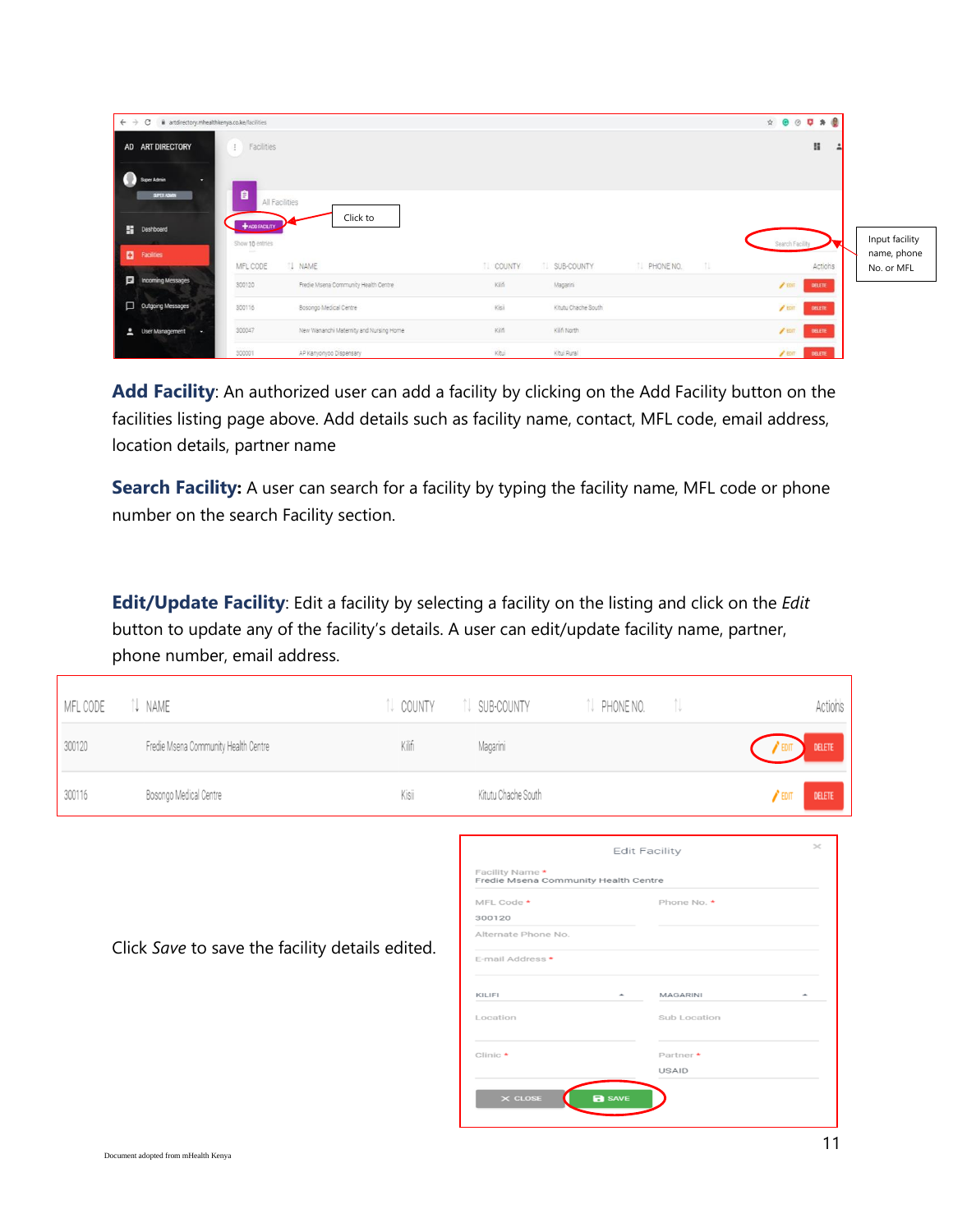Click to

Input facility name, phone No. or MFL

**Add Facility**: An authorized user can add a facility by clicking on the Add Facility button on the facilities listing page above. Add details such as facility name, contact, MFL code, email address, location details, partner name

**Search Facility:** A user can search for a facility by typing the facility name, MFL code or phone number on the search Facility section.

**Edit/Update Facility**: Edit a facility by selecting a facility on the listing and click on the *Edit* button to update any of the facility's details. A user can edit/update facility name, partner, phone number, email address.

Click *Save* to save the facility details edited.

Document adopted from mHealth Kenya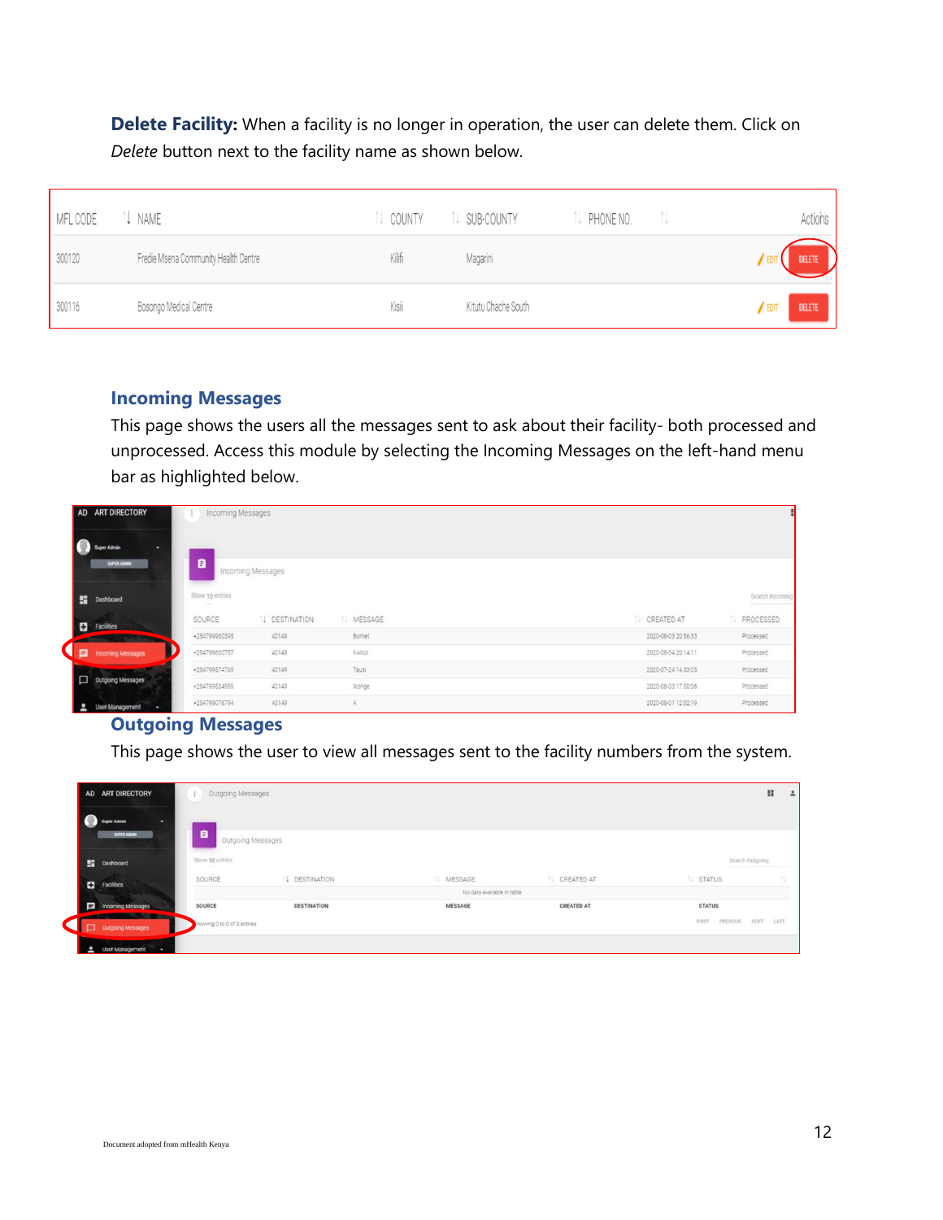**Delete Facility:** When a facility is no longer in operation, the user can delete them. Click on *Delete* button next to the facility name as shown below.

## Incoming Messages

This page shows the users all the messages sent to ask about their facility- both processed and unprocessed. Access this module by selecting the Incoming Messages on the left-hand menu bar as highlighted below.

## Outgoing Messages

This page shows the user to view all messages sent to the facility numbers from the system.

Document adopted from mHealth Kenya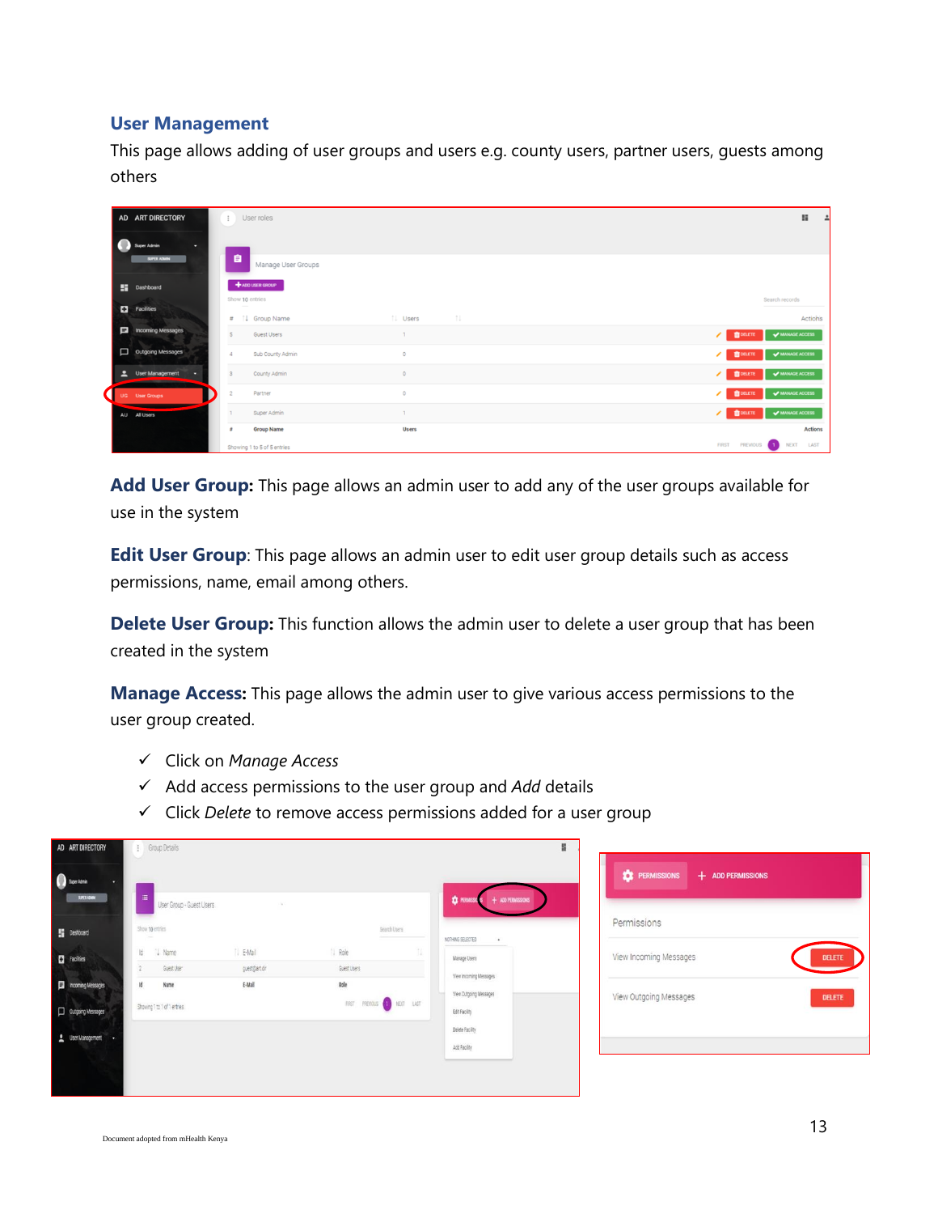## User Management

This page allows adding of user groups and users e.g. county users, partner users, guests among others

**Add User Group:** This page allows an admin user to add any of the user groups available for use in the system

**Edit User Group**: This page allows an admin user to edit user group details such as access permissions, name, email among others.

**Delete User Group:** This function allows the admin user to delete a user group that has been created in the system

**Manage Access:** This page allows the admin user to give various access permissions to the user group created.

- ✓ Click on *Manage Access*
- ✓ Add access permissions to the user group and *Add* details
- ✓ Click *Delete* to remove access permissions added for a user group

Document adopted from mHealth Kenya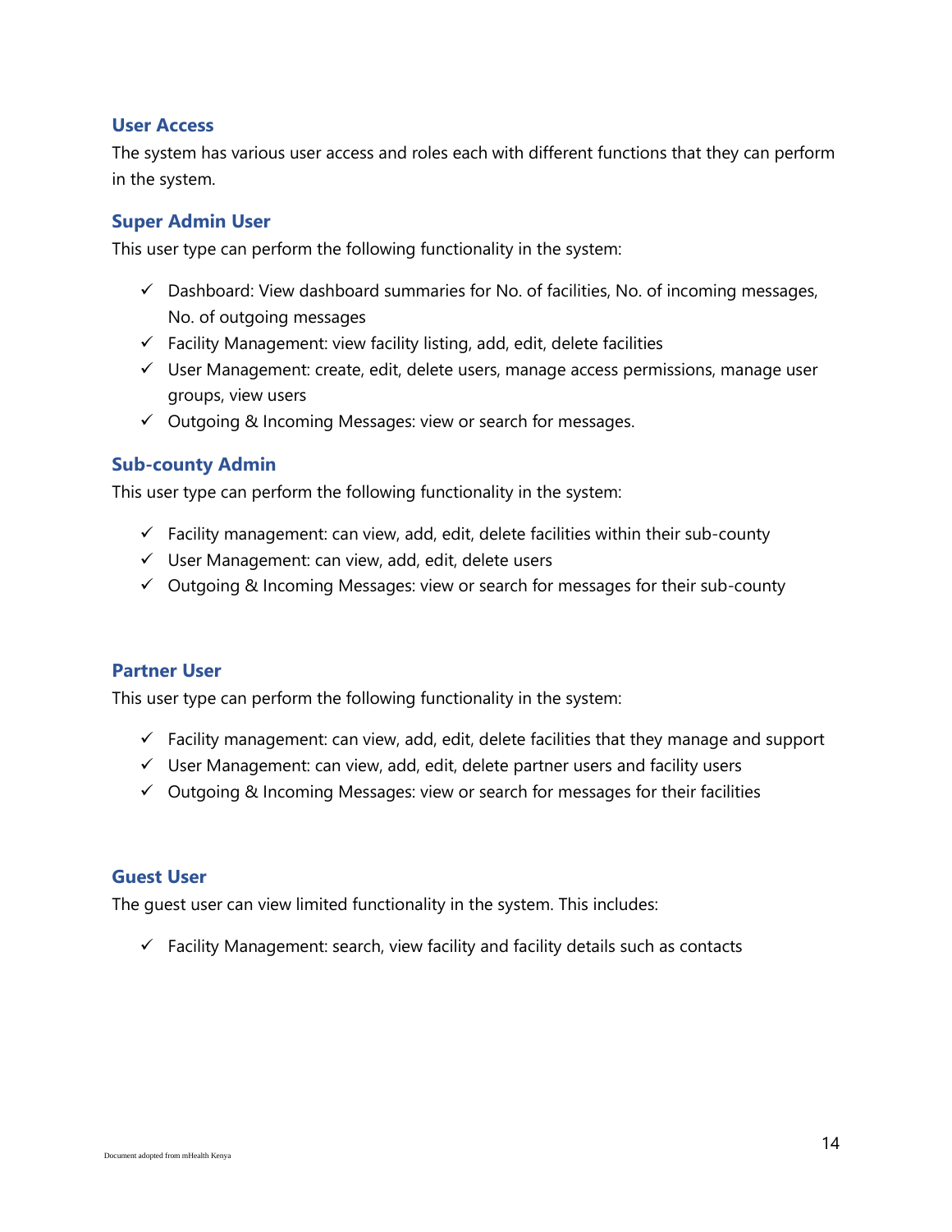## User Access

The system has various user access and roles each with different functions that they can perform in the system.

### Super Admin User

This user type can perform the following functionality in the system:

- ✓ Dashboard: View dashboard summaries for No. of facilities, No. of incoming messages, No. of outgoing messages
- ✓ Facility Management: view facility listing, add, edit, delete facilities
- ✓ User Management: create, edit, delete users, manage access permissions, manage user groups, view users
- ✓ Outgoing & Incoming Messages: view or search for messages.

### Sub-county Admin

This user type can perform the following functionality in the system:

- ✓ Facility management: can view, add, edit, delete facilities within their sub-county
- ✓ User Management: can view, add, edit, delete users
- ✓ Outgoing & Incoming Messages: view or search for messages for their sub-county

### Partner User

This user type can perform the following functionality in the system:

- ✓ Facility management: can view, add, edit, delete facilities that they manage and support
- ✓ User Management: can view, add, edit, delete partner users and facility users
- ✓ Outgoing & Incoming Messages: view or search for messages for their facilities

### Guest User

The guest user can view limited functionality in the system. This includes:

- ✓ Facility Management: search, view facility and facility details such as contacts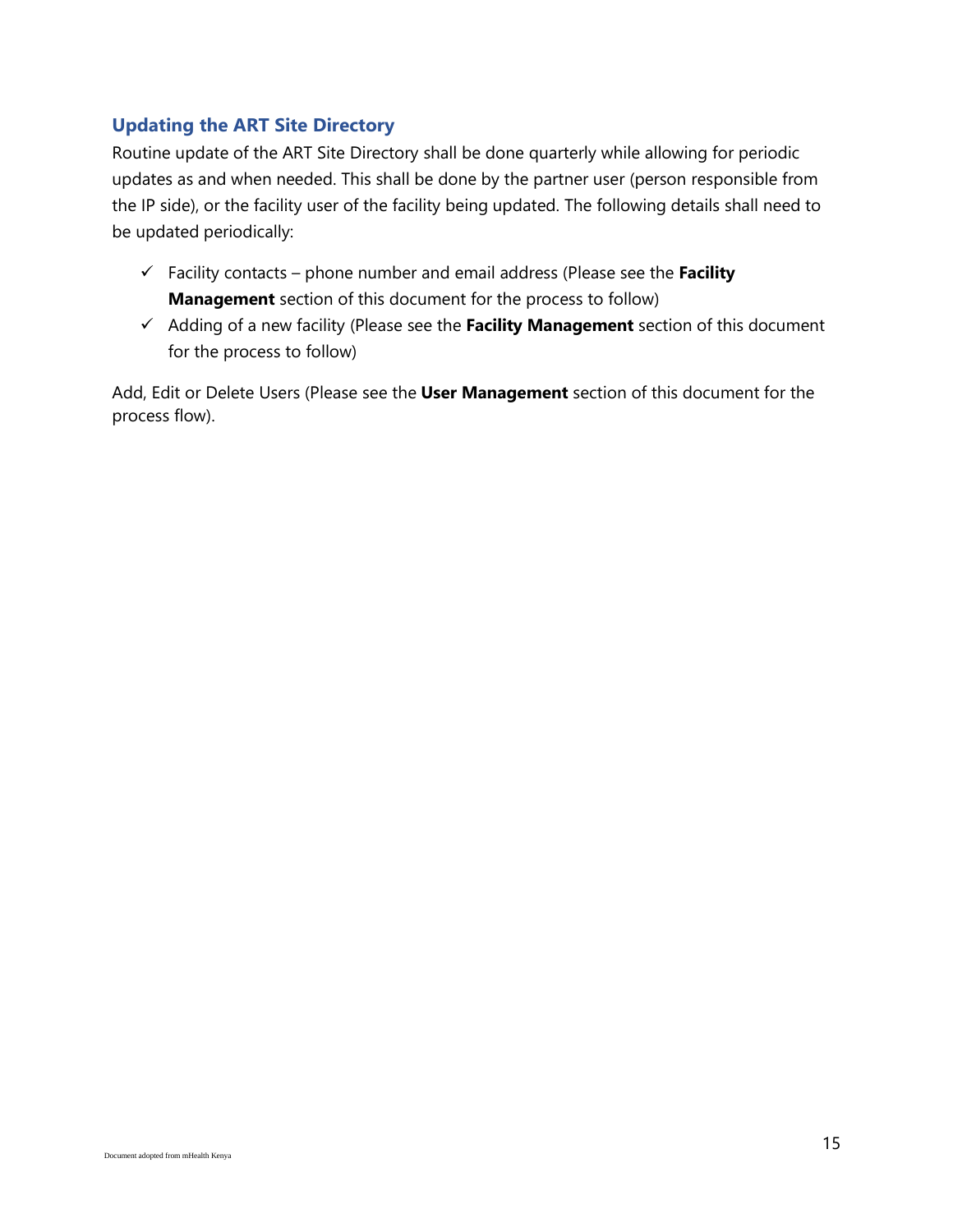## Updating the ART Site Directory

Routine update of the ART Site Directory shall be done quarterly while allowing for periodic updates as and when needed. This shall be done by the partner user (person responsible from the IP side), or the facility user of the facility being updated. The following details shall need to be updated periodically:

- ✓ Facility contacts – phone number and email address (Please see the **Facility Management** section of this document for the process to follow)
- ✓ Adding of a new facility (Please see the **Facility Management** section of this document for the process to follow)

Add, Edit or Delete Users (Please see the **User Management** section of this document for the process flow).